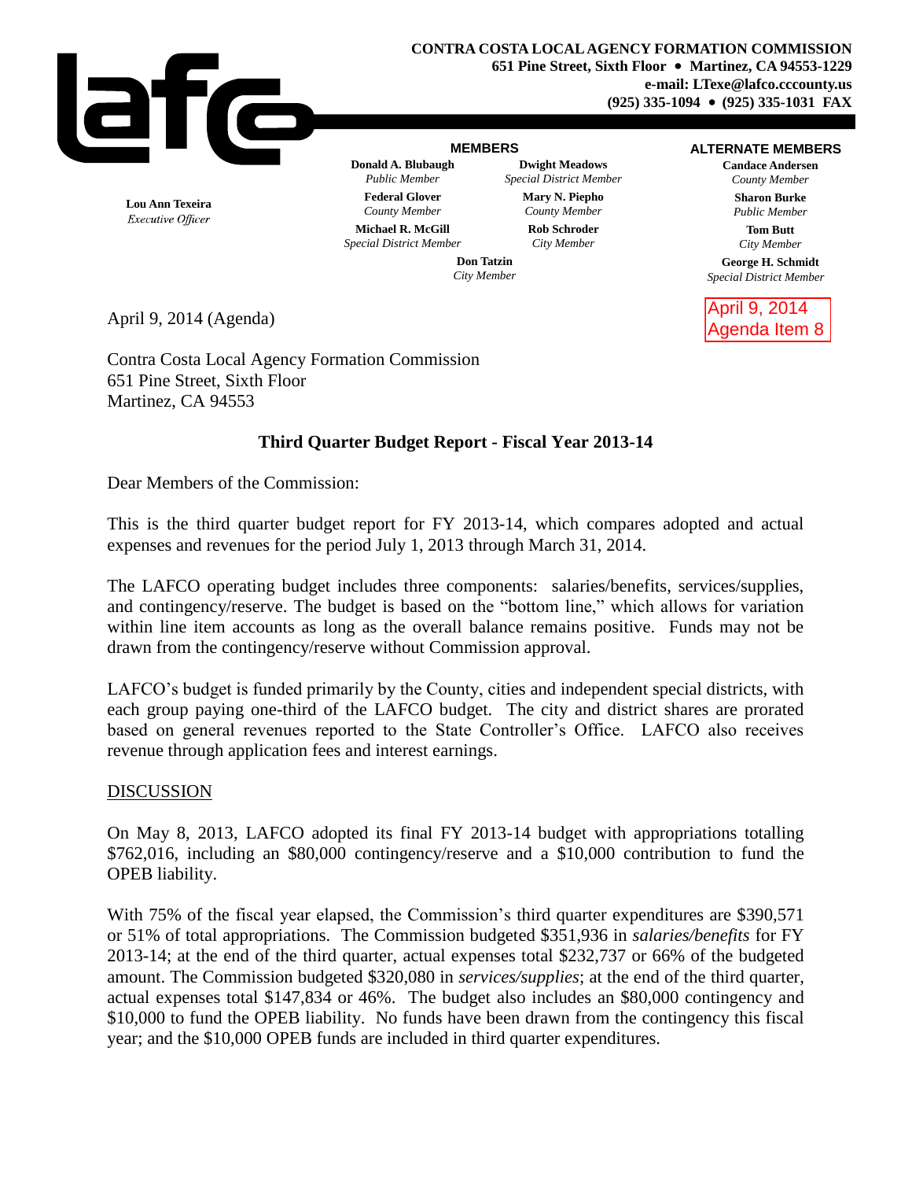**CONTRA COSTA LOCAL AGENCY FORMATION COMMISSION**
**651 Pine Street, Sixth Floor • Martinez, CA 94553-1229**
**e-mail: LTexe@lafco.cccounty.us**
**(925) 335-1094 • (925) 335-1031 FAX**

**Lou Ann Texeira**
*Executive Officer*

**MEMBERS**

**Donald A. Blubaugh**
*Public Member*

**Dwight Meadows**
*Special District Member*

**Federal Glover**
*County Member*

**Mary N. Piepho**
*County Member*

**Michael R. McGill**
*Special District Member*

**Rob Schroder**
*City Member*

**Don Tatzin**
*City Member*

**ALTERNATE MEMBERS**

**Candace Andersen**
*County Member*

**Sharon Burke**
*Public Member*

**Tom Butt**
*City Member*

**George H. Schmidt**
*Special District Member*

April 9, 2014
Agenda Item 8

April 9, 2014 (Agenda)

Contra Costa Local Agency Formation Commission
651 Pine Street, Sixth Floor
Martinez, CA 94553

**Third Quarter Budget Report - Fiscal Year 2013-14**

Dear Members of the Commission:

This is the third quarter budget report for FY 2013-14, which compares adopted and actual expenses and revenues for the period July 1, 2013 through March 31, 2014.

The LAFCO operating budget includes three components: salaries/benefits, services/supplies, and contingency/reserve. The budget is based on the "bottom line," which allows for variation within line item accounts as long as the overall balance remains positive. Funds may not be drawn from the contingency/reserve without Commission approval.

LAFCO's budget is funded primarily by the County, cities and independent special districts, with each group paying one-third of the LAFCO budget. The city and district shares are prorated based on general revenues reported to the State Controller's Office. LAFCO also receives revenue through application fees and interest earnings.

DISCUSSION

On May 8, 2013, LAFCO adopted its final FY 2013-14 budget with appropriations totalling $762,016, including an $80,000 contingency/reserve and a $10,000 contribution to fund the OPEB liability.

With 75% of the fiscal year elapsed, the Commission's third quarter expenditures are $390,571 or 51% of total appropriations. The Commission budgeted $351,936 in *salaries/benefits* for FY 2013-14; at the end of the third quarter, actual expenses total $232,737 or 66% of the budgeted amount. The Commission budgeted $320,080 in *services/supplies*; at the end of the third quarter, actual expenses total $147,834 or 46%. The budget also includes an $80,000 contingency and $10,000 to fund the OPEB liability. No funds have been drawn from the contingency this fiscal year; and the $10,000 OPEB funds are included in third quarter expenditures.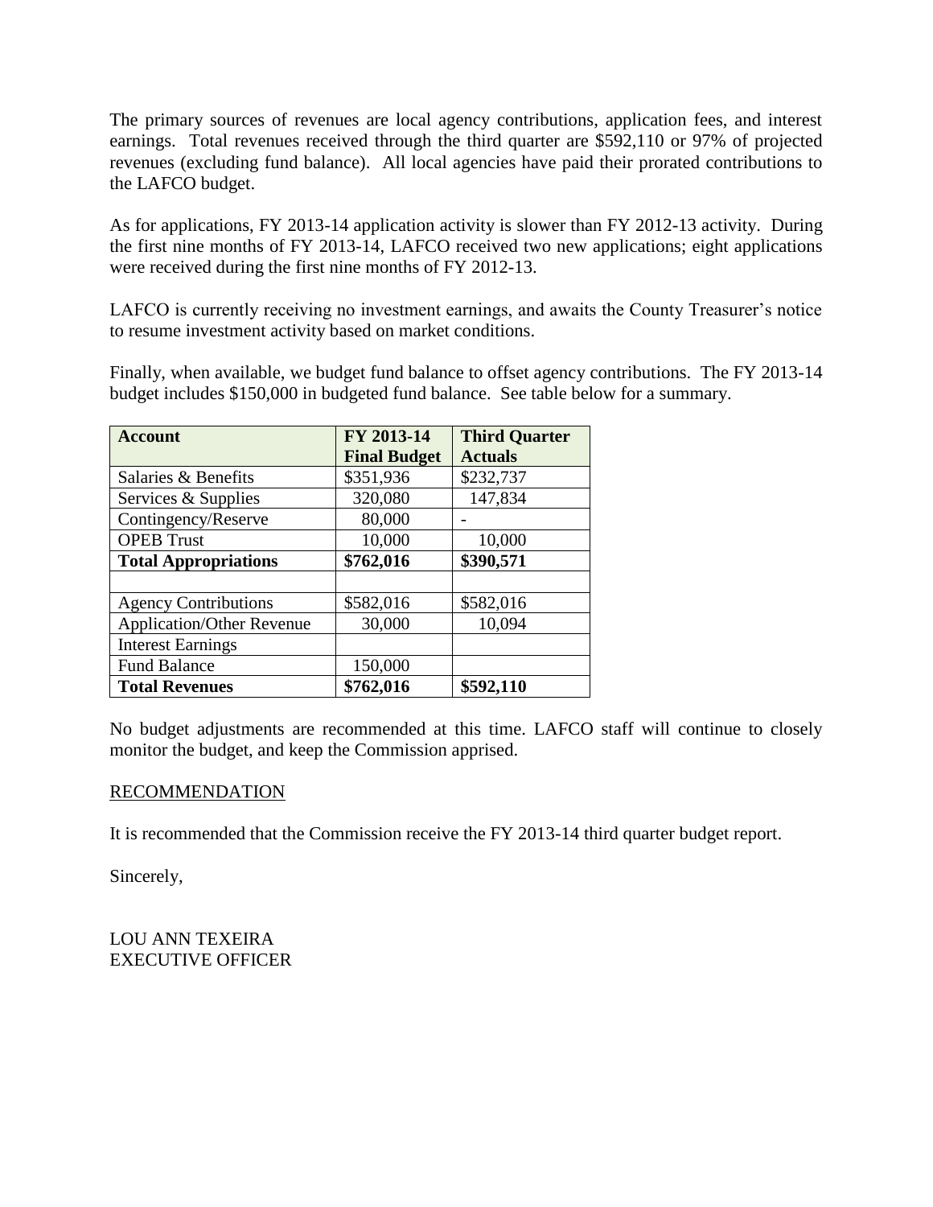The primary sources of revenues are local agency contributions, application fees, and interest earnings. Total revenues received through the third quarter are $592,110 or 97% of projected revenues (excluding fund balance). All local agencies have paid their prorated contributions to the LAFCO budget.

As for applications, FY 2013-14 application activity is slower than FY 2012-13 activity. During the first nine months of FY 2013-14, LAFCO received two new applications; eight applications were received during the first nine months of FY 2012-13.

LAFCO is currently receiving no investment earnings, and awaits the County Treasurer's notice to resume investment activity based on market conditions.

Finally, when available, we budget fund balance to offset agency contributions. The FY 2013-14 budget includes $150,000 in budgeted fund balance. See table below for a summary.

| **Account** | **FY 2013-14 Final Budget** | **Third Quarter Actuals** |
|---|---|---|
| Salaries & Benefits | $351,936 | $232,737 |
| Services & Supplies | 320,080 | 147,834 |
| Contingency/Reserve | 80,000 | - |
| OPEB Trust | 10,000 | 10,000 |
| **Total Appropriations** | **$762,016** | **$390,571** |
| | | |
| Agency Contributions | $582,016 | $582,016 |
| Application/Other Revenue | 30,000 | 10,094 |
| Interest Earnings | | |
| Fund Balance | 150,000 | |
| **Total Revenues** | **$762,016** | **$592,110** |

No budget adjustments are recommended at this time. LAFCO staff will continue to closely monitor the budget, and keep the Commission apprised.

RECOMMENDATION

It is recommended that the Commission receive the FY 2013-14 third quarter budget report.

Sincerely,

LOU ANN TEXEIRA
EXECUTIVE OFFICER